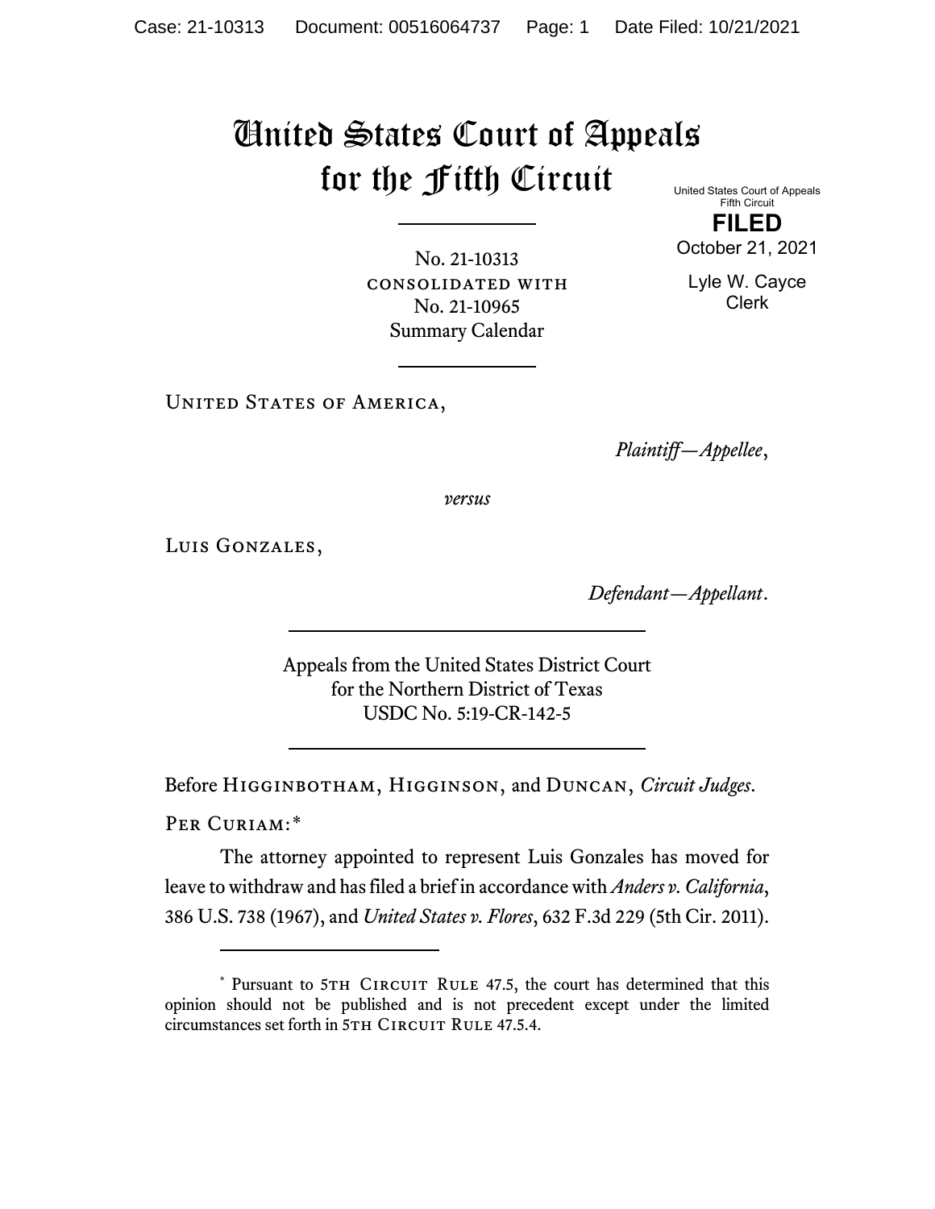# United States Court of Appeals for the Fifth Circuit

United States Court of Appeals
Fifth Circuit

**FILED**

October 21, 2021

Lyle W. Cayce
Clerk

No. 21-10313
CONSOLIDATED WITH
No. 21-10965
Summary Calendar

---

UNITED STATES OF AMERICA,

*Plaintiff—Appellee*,

*versus*

LUIS GONZALES,

*Defendant—Appellant*.

---

Appeals from the United States District Court
for the Northern District of Texas
USDC No. 5:19-CR-142-5

---

Before HIGGINBOTHAM, HIGGINSON, and DUNCAN, *Circuit Judges*.

PER CURIAM:[*]

The attorney appointed to represent Luis Gonzales has moved for leave to withdraw and has filed a brief in accordance with *Anders v. California*, 386 U.S. 738 (1967), and *United States v. Flores*, 632 F.3d 229 (5th Cir. 2011).

---

[*] Pursuant to 5TH CIRCUIT RULE 47.5, the court has determined that this opinion should not be published and is not precedent except under the limited circumstances set forth in 5TH CIRCUIT RULE 47.5.4.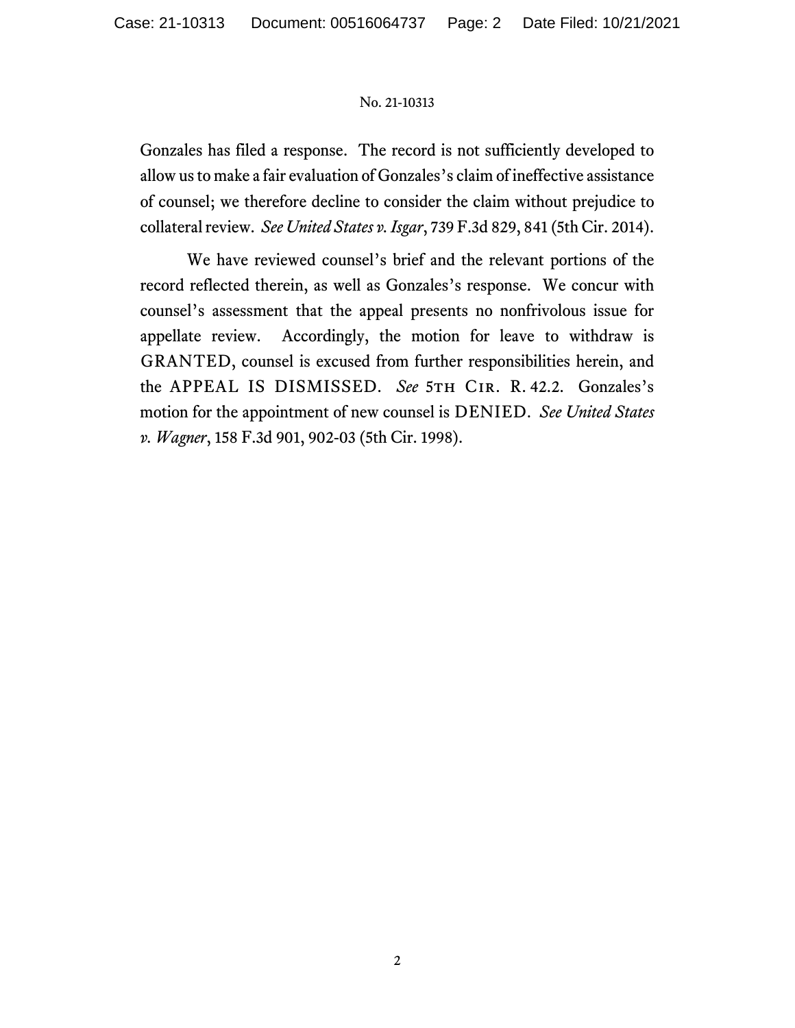Gonzales has filed a response. The record is not sufficiently developed to allow us to make a fair evaluation of Gonzales's claim of ineffective assistance of counsel; we therefore decline to consider the claim without prejudice to collateral review. *See United States v. Isgar*, 739 F.3d 829, 841 (5th Cir. 2014).

We have reviewed counsel's brief and the relevant portions of the record reflected therein, as well as Gonzales's response. We concur with counsel's assessment that the appeal presents no nonfrivolous issue for appellate review. Accordingly, the motion for leave to withdraw is GRANTED, counsel is excused from further responsibilities herein, and the APPEAL IS DISMISSED. *See* 5TH CIR. R. 42.2. Gonzales's motion for the appointment of new counsel is DENIED. *See United States v. Wagner*, 158 F.3d 901, 902-03 (5th Cir. 1998).